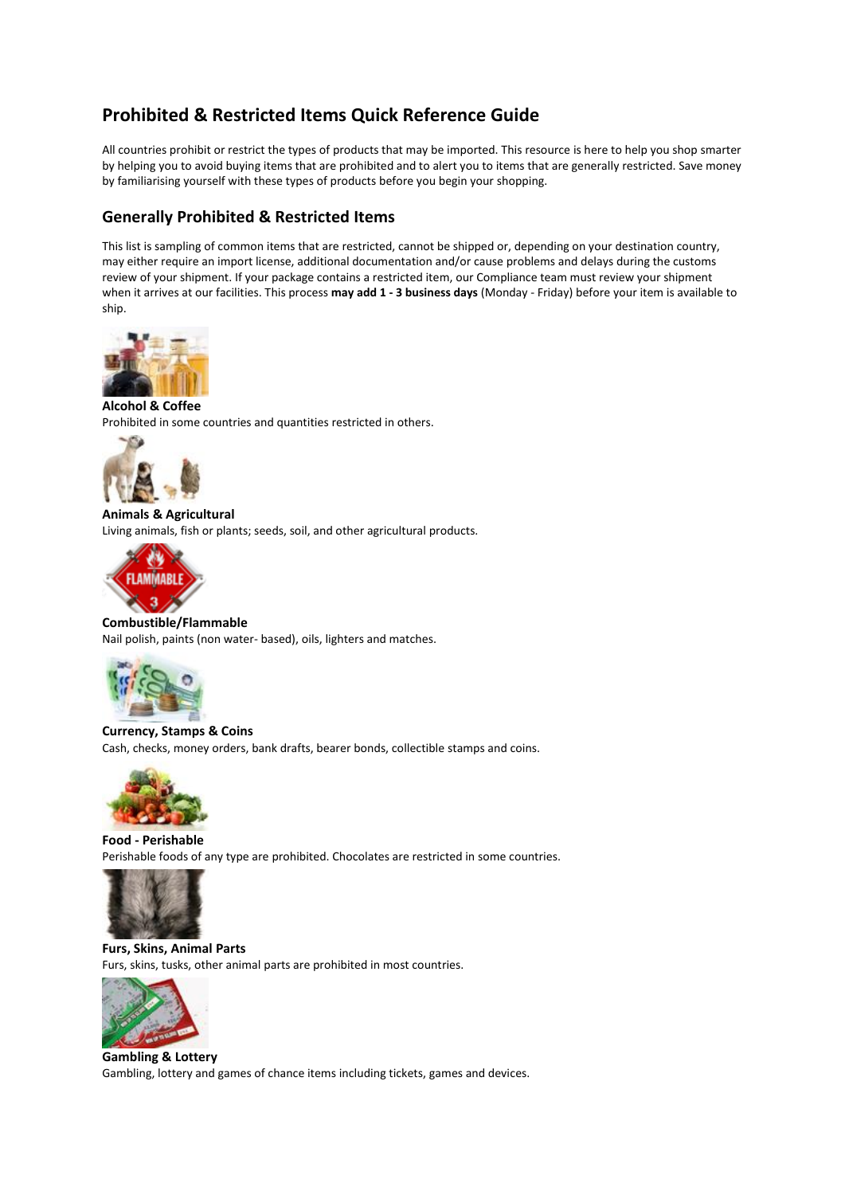# Prohibited & Restricted Items Quick Reference Guide

All countries prohibit or restrict the types of products that may be imported. This resource is here to help you shop smarter by helping you to avoid buying items that are prohibited and to alert you to items that are generally restricted. Save money by familiarising yourself with these types of products before you begin your shopping.

## Generally Prohibited & Restricted Items

This list is sampling of common items that are restricted, cannot be shipped or, depending on your destination country, may either require an import license, additional documentation and/or cause problems and delays during the customs review of your shipment. If your package contains a restricted item, our Compliance team must review your shipment when it arrives at our facilities. This process **may add 1 - 3 business days** (Monday - Friday) before your item is available to ship.

**Alcohol & Coffee**
Prohibited in some countries and quantities restricted in others.

**Animals & Agricultural**
Living animals, fish or plants; seeds, soil, and other agricultural products.

**Combustible/Flammable**
Nail polish, paints (non water- based), oils, lighters and matches.

**Currency, Stamps & Coins**
Cash, checks, money orders, bank drafts, bearer bonds, collectible stamps and coins.

**Food - Perishable**
Perishable foods of any type are prohibited. Chocolates are restricted in some countries.

**Furs, Skins, Animal Parts**
Furs, skins, tusks, other animal parts are prohibited in most countries.

**Gambling & Lottery**
Gambling, lottery and games of chance items including tickets, games and devices.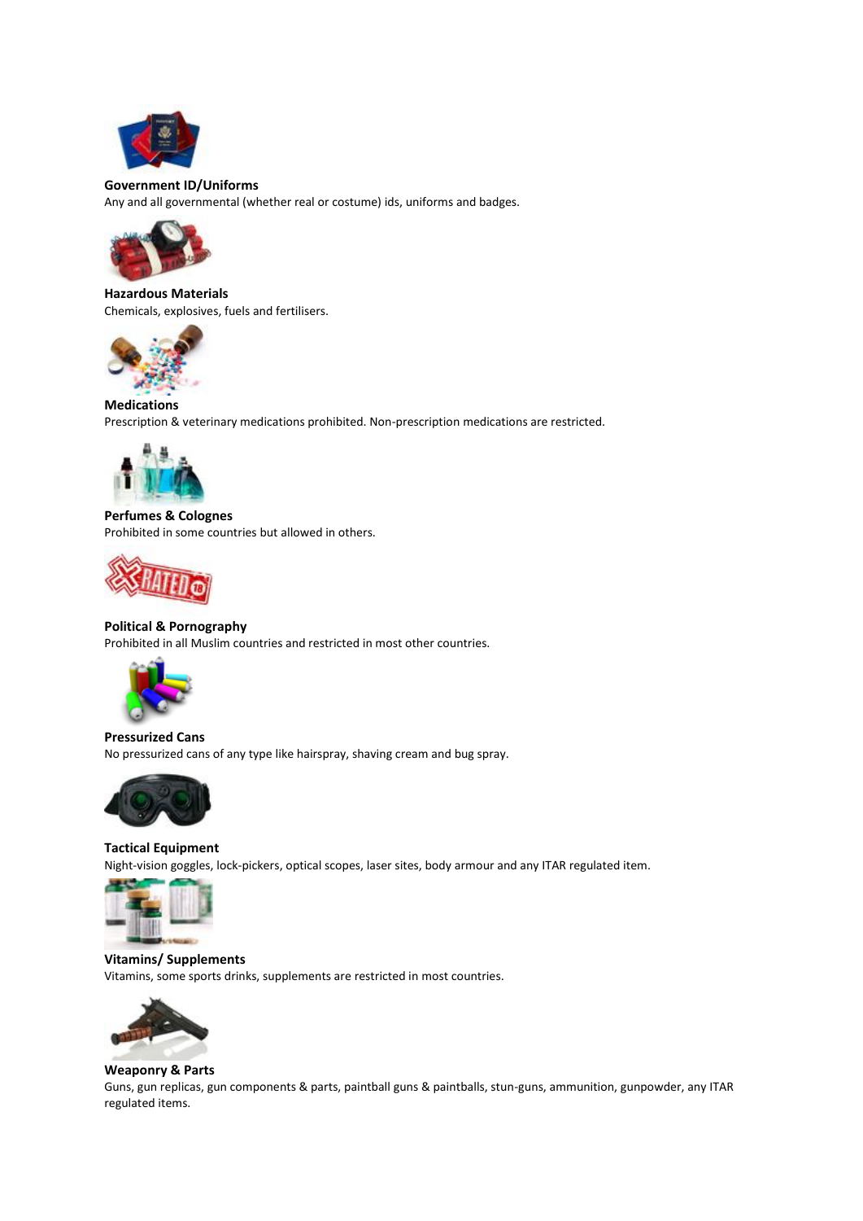**Government ID/Uniforms**
Any and all governmental (whether real or costume) ids, uniforms and badges.

**Hazardous Materials**
Chemicals, explosives, fuels and fertilisers.

**Medications**
Prescription & veterinary medications prohibited. Non-prescription medications are restricted.

**Perfumes & Colognes**
Prohibited in some countries but allowed in others.

**Political & Pornography**
Prohibited in all Muslim countries and restricted in most other countries.

**Pressurized Cans**
No pressurized cans of any type like hairspray, shaving cream and bug spray.

**Tactical Equipment**
Night-vision goggles, lock-pickers, optical scopes, laser sites, body armour and any ITAR regulated item.

**Vitamins/ Supplements**
Vitamins, some sports drinks, supplements are restricted in most countries.

**Weaponry & Parts**
Guns, gun replicas, gun components & parts, paintball guns & paintballs, stun-guns, ammunition, gunpowder, any ITAR regulated items.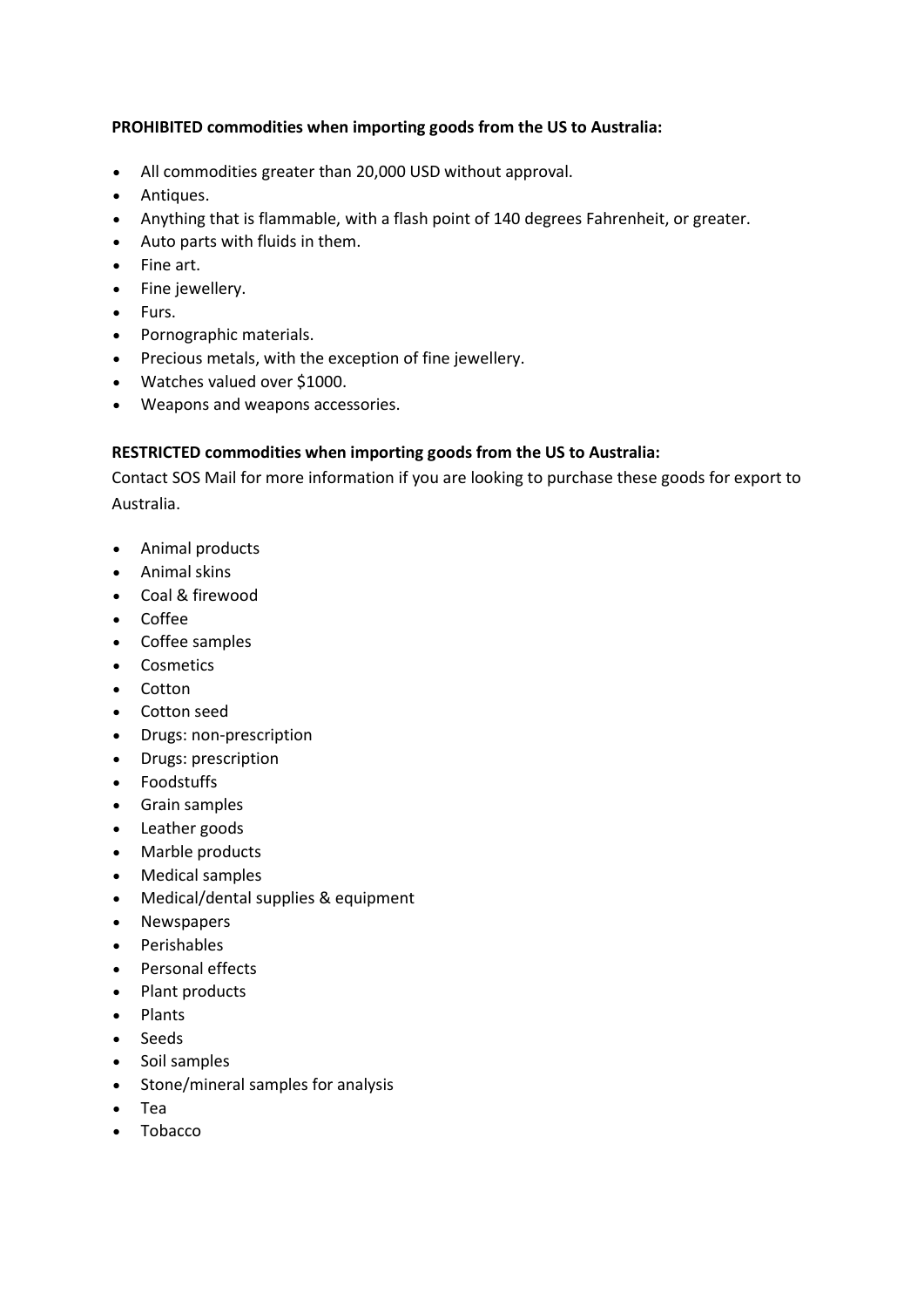**PROHIBITED commodities when importing goods from the US to Australia:**

- All commodities greater than 20,000 USD without approval.
- Antiques.
- Anything that is flammable, with a flash point of 140 degrees Fahrenheit, or greater.
- Auto parts with fluids in them.
- Fine art.
- Fine jewellery.
- Furs.
- Pornographic materials.
- Precious metals, with the exception of fine jewellery.
- Watches valued over $1000.
- Weapons and weapons accessories.

**RESTRICTED commodities when importing goods from the US to Australia:**

Contact SOS Mail for more information if you are looking to purchase these goods for export to Australia.

- Animal products
- Animal skins
- Coal & firewood
- Coffee
- Coffee samples
- Cosmetics
- Cotton
- Cotton seed
- Drugs: non-prescription
- Drugs: prescription
- Foodstuffs
- Grain samples
- Leather goods
- Marble products
- Medical samples
- Medical/dental supplies & equipment
- Newspapers
- Perishables
- Personal effects
- Plant products
- Plants
- Seeds
- Soil samples
- Stone/mineral samples for analysis
- Tea
- Tobacco